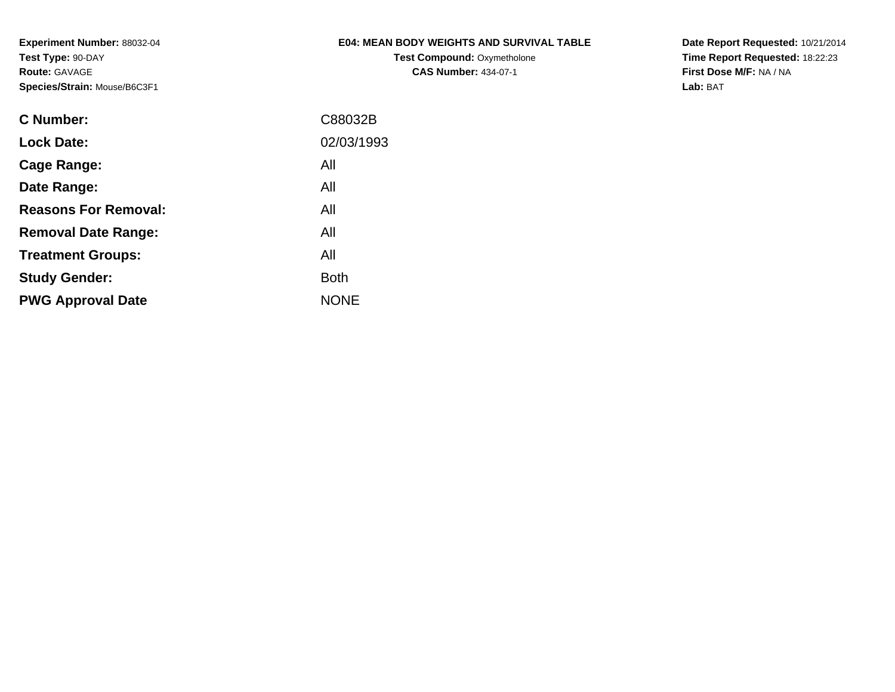**Experiment Number:** 88032-04
**Test Type:** 90-DAY
**Route:** GAVAGE
**Species/Strain:** Mouse/B6C3F1

**E04: MEAN BODY WEIGHTS AND SURVIVAL TABLE**
**Test Compound:** Oxymetholone
**CAS Number:** 434-07-1

**Date Report Requested:** 10/21/2014
**Time Report Requested:** 18:22:23
**First Dose M/F:** NA / NA
**Lab:** BAT

| | |
|---|---|
| **C Number:** | C88032B |
| **Lock Date:** | 02/03/1993 |
| **Cage Range:** | All |
| **Date Range:** | All |
| **Reasons For Removal:** | All |
| **Removal Date Range:** | All |
| **Treatment Groups:** | All |
| **Study Gender:** | Both |
| **PWG Approval Date** | NONE |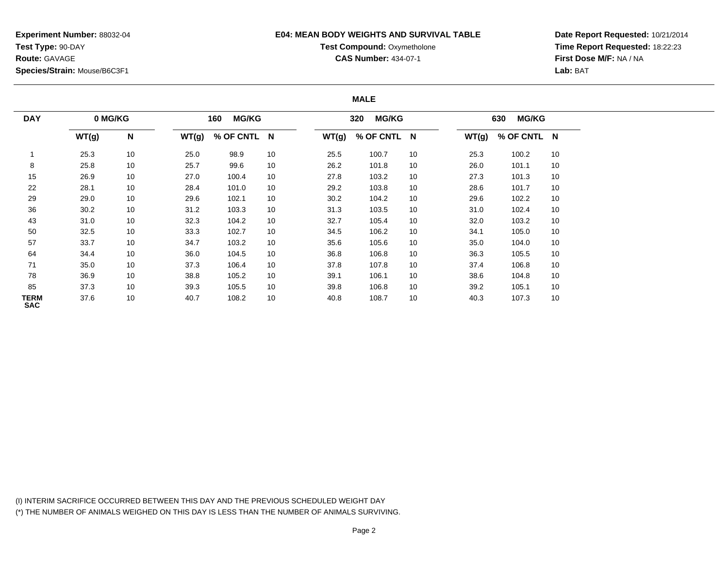**Experiment Number:** 88032-04
**Test Type:** 90-DAY
**Route:** GAVAGE
**Species/Strain:** Mouse/B6C3F1

**E04: MEAN BODY WEIGHTS AND SURVIVAL TABLE**
**Test Compound:** Oxymetholone
**CAS Number:** 434-07-1

**Date Report Requested:** 10/21/2014
**Time Report Requested:** 18:22:23
**First Dose M/F:** NA / NA
**Lab:** BAT

**MALE**

| DAY | 0 MG/KG | | 160 MG/KG | | | 320 MG/KG | | | 630 MG/KG | | |
|---|---|---|---|---|---|---|---|---|---|---|---|
| | WT(g) | N | WT(g) | % OF CNTL | N | WT(g) | % OF CNTL | N | WT(g) | % OF CNTL | N |
| 1 | 25.3 | 10 | 25.0 | 98.9 | 10 | 25.5 | 100.7 | 10 | 25.3 | 100.2 | 10 |
| 8 | 25.8 | 10 | 25.7 | 99.6 | 10 | 26.2 | 101.8 | 10 | 26.0 | 101.1 | 10 |
| 15 | 26.9 | 10 | 27.0 | 100.4 | 10 | 27.8 | 103.2 | 10 | 27.3 | 101.3 | 10 |
| 22 | 28.1 | 10 | 28.4 | 101.0 | 10 | 29.2 | 103.8 | 10 | 28.6 | 101.7 | 10 |
| 29 | 29.0 | 10 | 29.6 | 102.1 | 10 | 30.2 | 104.2 | 10 | 29.6 | 102.2 | 10 |
| 36 | 30.2 | 10 | 31.2 | 103.3 | 10 | 31.3 | 103.5 | 10 | 31.0 | 102.4 | 10 |
| 43 | 31.0 | 10 | 32.3 | 104.2 | 10 | 32.7 | 105.4 | 10 | 32.0 | 103.2 | 10 |
| 50 | 32.5 | 10 | 33.3 | 102.7 | 10 | 34.5 | 106.2 | 10 | 34.1 | 105.0 | 10 |
| 57 | 33.7 | 10 | 34.7 | 103.2 | 10 | 35.6 | 105.6 | 10 | 35.0 | 104.0 | 10 |
| 64 | 34.4 | 10 | 36.0 | 104.5 | 10 | 36.8 | 106.8 | 10 | 36.3 | 105.5 | 10 |
| 71 | 35.0 | 10 | 37.3 | 106.4 | 10 | 37.8 | 107.8 | 10 | 37.4 | 106.8 | 10 |
| 78 | 36.9 | 10 | 38.8 | 105.2 | 10 | 39.1 | 106.1 | 10 | 38.6 | 104.8 | 10 |
| 85 | 37.3 | 10 | 39.3 | 105.5 | 10 | 39.8 | 106.8 | 10 | 39.2 | 105.1 | 10 |
| TERM SAC | 37.6 | 10 | 40.7 | 108.2 | 10 | 40.8 | 108.7 | 10 | 40.3 | 107.3 | 10 |

(I) INTERIM SACRIFICE OCCURRED BETWEEN THIS DAY AND THE PREVIOUS SCHEDULED WEIGHT DAY
(*) THE NUMBER OF ANIMALS WEIGHED ON THIS DAY IS LESS THAN THE NUMBER OF ANIMALS SURVIVING.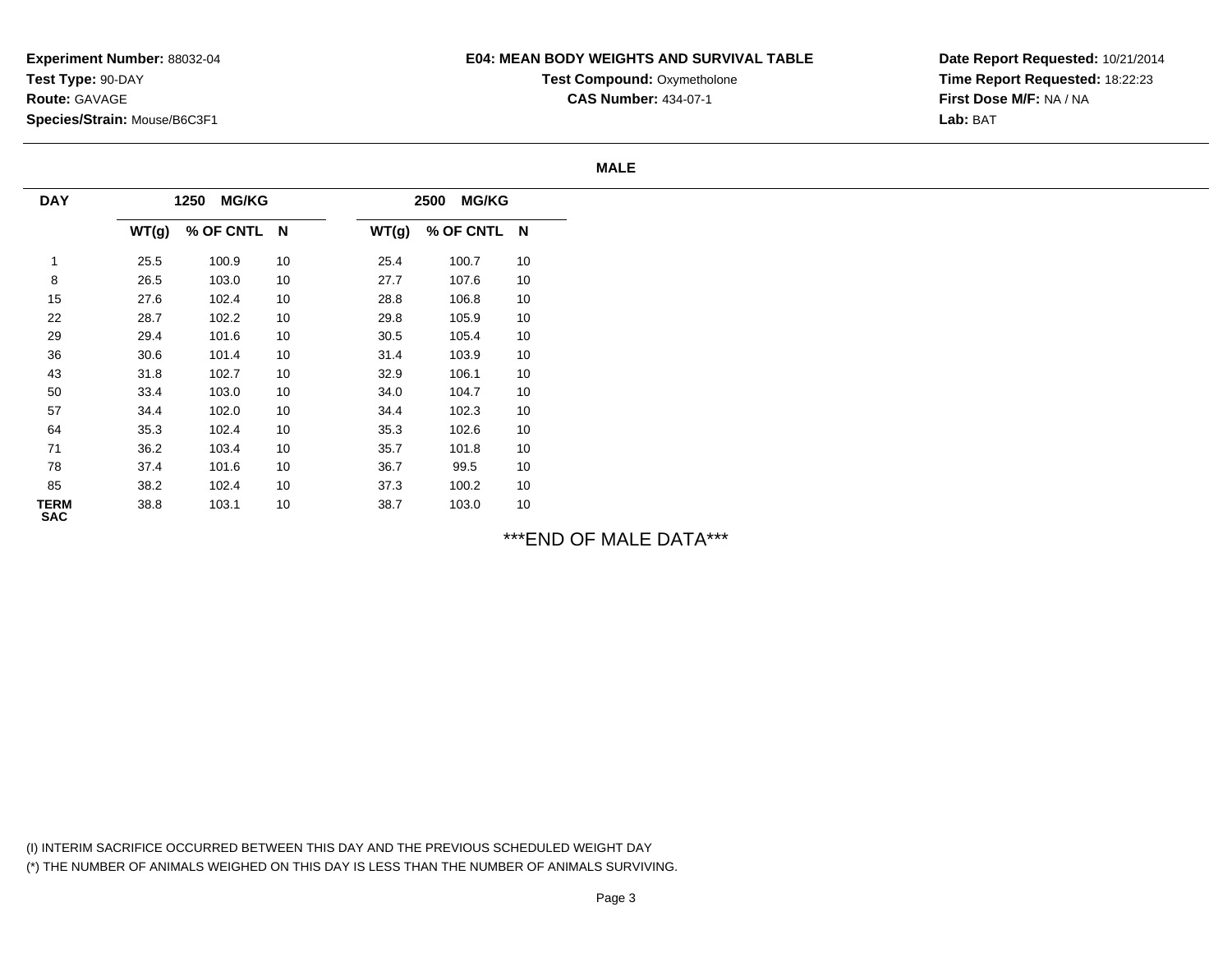**Experiment Number:** 88032-04
**Test Type:** 90-DAY
**Route:** GAVAGE
**Species/Strain:** Mouse/B6C3F1

**E04: MEAN BODY WEIGHTS AND SURVIVAL TABLE**
**Test Compound:** Oxymetholone
**CAS Number:** 434-07-1

**Date Report Requested:** 10/21/2014
**Time Report Requested:** 18:22:23
**First Dose M/F:** NA / NA
**Lab:** BAT

**MALE**

| DAY | 1250 MG/KG | | | 2500 MG/KG | | |
|---|---|---|---|---|---|---|
| | WT(g) | % OF CNTL | N | WT(g) | % OF CNTL | N |
| 1 | 25.5 | 100.9 | 10 | 25.4 | 100.7 | 10 |
| 8 | 26.5 | 103.0 | 10 | 27.7 | 107.6 | 10 |
| 15 | 27.6 | 102.4 | 10 | 28.8 | 106.8 | 10 |
| 22 | 28.7 | 102.2 | 10 | 29.8 | 105.9 | 10 |
| 29 | 29.4 | 101.6 | 10 | 30.5 | 105.4 | 10 |
| 36 | 30.6 | 101.4 | 10 | 31.4 | 103.9 | 10 |
| 43 | 31.8 | 102.7 | 10 | 32.9 | 106.1 | 10 |
| 50 | 33.4 | 103.0 | 10 | 34.0 | 104.7 | 10 |
| 57 | 34.4 | 102.0 | 10 | 34.4 | 102.3 | 10 |
| 64 | 35.3 | 102.4 | 10 | 35.3 | 102.6 | 10 |
| 71 | 36.2 | 103.4 | 10 | 35.7 | 101.8 | 10 |
| 78 | 37.4 | 101.6 | 10 | 36.7 | 99.5 | 10 |
| 85 | 38.2 | 102.4 | 10 | 37.3 | 100.2 | 10 |
| TERM SAC | 38.8 | 103.1 | 10 | 38.7 | 103.0 | 10 |

***END OF MALE DATA***

(I) INTERIM SACRIFICE OCCURRED BETWEEN THIS DAY AND THE PREVIOUS SCHEDULED WEIGHT DAY
(*) THE NUMBER OF ANIMALS WEIGHED ON THIS DAY IS LESS THAN THE NUMBER OF ANIMALS SURVIVING.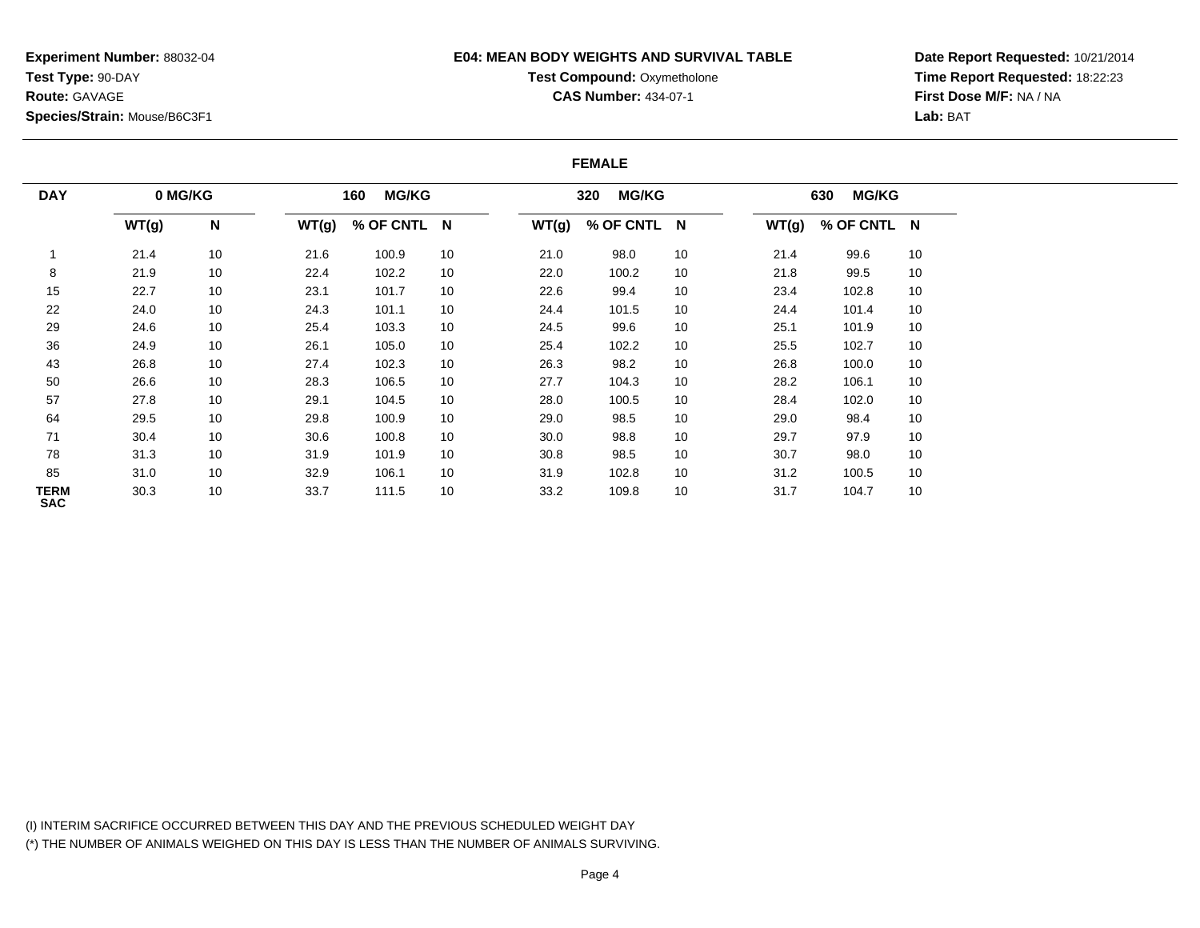**Experiment Number:** 88032-04
**Test Type:** 90-DAY
**Route:** GAVAGE
**Species/Strain:** Mouse/B6C3F1

**E04: MEAN BODY WEIGHTS AND SURVIVAL TABLE**
**Test Compound:** Oxymetholone
**CAS Number:** 434-07-1

**Date Report Requested:** 10/21/2014
**Time Report Requested:** 18:22:23
**First Dose M/F:** NA / NA
**Lab:** BAT

**FEMALE**

| DAY | 0 MG/KG | | 160 MG/KG | | | 320 MG/KG | | | 630 MG/KG | | |
|---|---|---|---|---|---|---|---|---|---|---|---|
| | WT(g) | N | WT(g) | % OF CNTL | N | WT(g) | % OF CNTL | N | WT(g) | % OF CNTL | N |
| 1 | 21.4 | 10 | 21.6 | 100.9 | 10 | 21.0 | 98.0 | 10 | 21.4 | 99.6 | 10 |
| 8 | 21.9 | 10 | 22.4 | 102.2 | 10 | 22.0 | 100.2 | 10 | 21.8 | 99.5 | 10 |
| 15 | 22.7 | 10 | 23.1 | 101.7 | 10 | 22.6 | 99.4 | 10 | 23.4 | 102.8 | 10 |
| 22 | 24.0 | 10 | 24.3 | 101.1 | 10 | 24.4 | 101.5 | 10 | 24.4 | 101.4 | 10 |
| 29 | 24.6 | 10 | 25.4 | 103.3 | 10 | 24.5 | 99.6 | 10 | 25.1 | 101.9 | 10 |
| 36 | 24.9 | 10 | 26.1 | 105.0 | 10 | 25.4 | 102.2 | 10 | 25.5 | 102.7 | 10 |
| 43 | 26.8 | 10 | 27.4 | 102.3 | 10 | 26.3 | 98.2 | 10 | 26.8 | 100.0 | 10 |
| 50 | 26.6 | 10 | 28.3 | 106.5 | 10 | 27.7 | 104.3 | 10 | 28.2 | 106.1 | 10 |
| 57 | 27.8 | 10 | 29.1 | 104.5 | 10 | 28.0 | 100.5 | 10 | 28.4 | 102.0 | 10 |
| 64 | 29.5 | 10 | 29.8 | 100.9 | 10 | 29.0 | 98.5 | 10 | 29.0 | 98.4 | 10 |
| 71 | 30.4 | 10 | 30.6 | 100.8 | 10 | 30.0 | 98.8 | 10 | 29.7 | 97.9 | 10 |
| 78 | 31.3 | 10 | 31.9 | 101.9 | 10 | 30.8 | 98.5 | 10 | 30.7 | 98.0 | 10 |
| 85 | 31.0 | 10 | 32.9 | 106.1 | 10 | 31.9 | 102.8 | 10 | 31.2 | 100.5 | 10 |
| TERM SAC | 30.3 | 10 | 33.7 | 111.5 | 10 | 33.2 | 109.8 | 10 | 31.7 | 104.7 | 10 |

(I) INTERIM SACRIFICE OCCURRED BETWEEN THIS DAY AND THE PREVIOUS SCHEDULED WEIGHT DAY
(*) THE NUMBER OF ANIMALS WEIGHED ON THIS DAY IS LESS THAN THE NUMBER OF ANIMALS SURVIVING.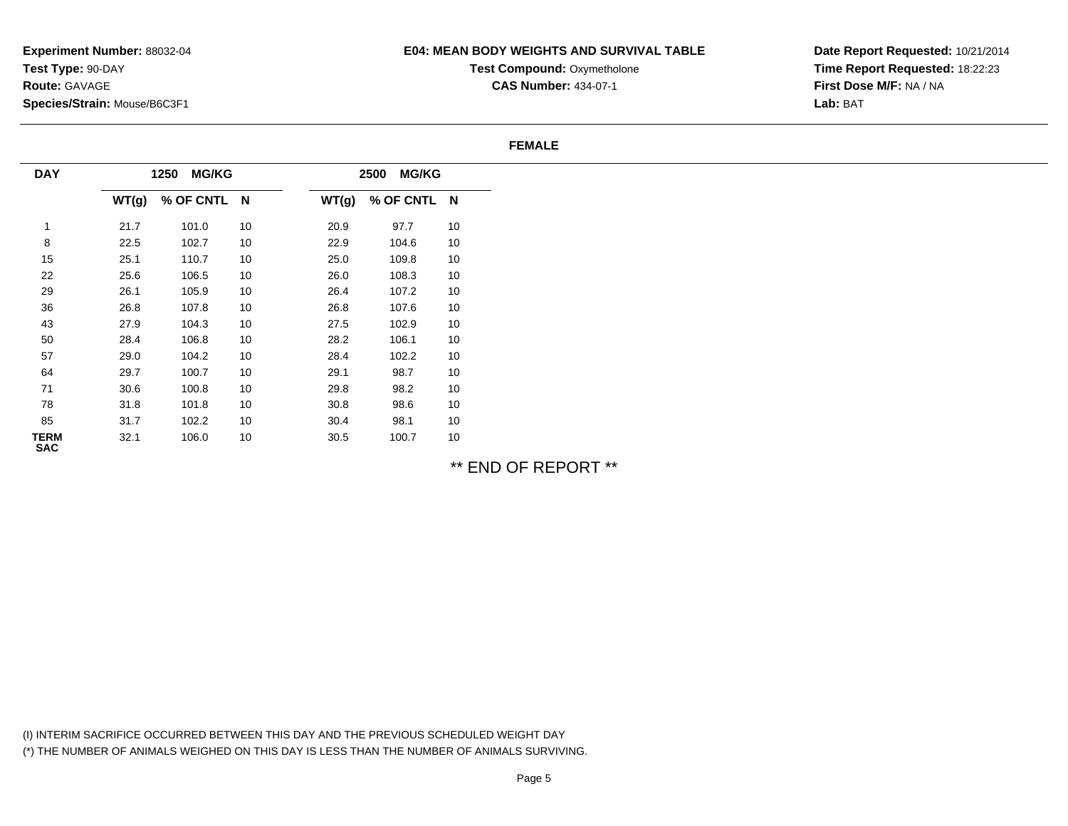**Experiment Number:** 88032-04
**Test Type:** 90-DAY
**Route:** GAVAGE
**Species/Strain:** Mouse/B6C3F1

**E04: MEAN BODY WEIGHTS AND SURVIVAL TABLE**
**Test Compound:** Oxymetholone
**CAS Number:** 434-07-1

**Date Report Requested:** 10/21/2014
**Time Report Requested:** 18:22:23
**First Dose M/F:** NA / NA
**Lab:** BAT

**FEMALE**

| DAY | 1250 MG/KG | | | 2500 MG/KG | | |
|---|---|---|---|---|---|---|
| | WT(g) | % OF CNTL | N | WT(g) | % OF CNTL | N |
| 1 | 21.7 | 101.0 | 10 | 20.9 | 97.7 | 10 |
| 8 | 22.5 | 102.7 | 10 | 22.9 | 104.6 | 10 |
| 15 | 25.1 | 110.7 | 10 | 25.0 | 109.8 | 10 |
| 22 | 25.6 | 106.5 | 10 | 26.0 | 108.3 | 10 |
| 29 | 26.1 | 105.9 | 10 | 26.4 | 107.2 | 10 |
| 36 | 26.8 | 107.8 | 10 | 26.8 | 107.6 | 10 |
| 43 | 27.9 | 104.3 | 10 | 27.5 | 102.9 | 10 |
| 50 | 28.4 | 106.8 | 10 | 28.2 | 106.1 | 10 |
| 57 | 29.0 | 104.2 | 10 | 28.4 | 102.2 | 10 |
| 64 | 29.7 | 100.7 | 10 | 29.1 | 98.7 | 10 |
| 71 | 30.6 | 100.8 | 10 | 29.8 | 98.2 | 10 |
| 78 | 31.8 | 101.8 | 10 | 30.8 | 98.6 | 10 |
| 85 | 31.7 | 102.2 | 10 | 30.4 | 98.1 | 10 |
| TERM SAC | 32.1 | 106.0 | 10 | 30.5 | 100.7 | 10 |

** END OF REPORT **

(I) INTERIM SACRIFICE OCCURRED BETWEEN THIS DAY AND THE PREVIOUS SCHEDULED WEIGHT DAY
(*) THE NUMBER OF ANIMALS WEIGHED ON THIS DAY IS LESS THAN THE NUMBER OF ANIMALS SURVIVING.